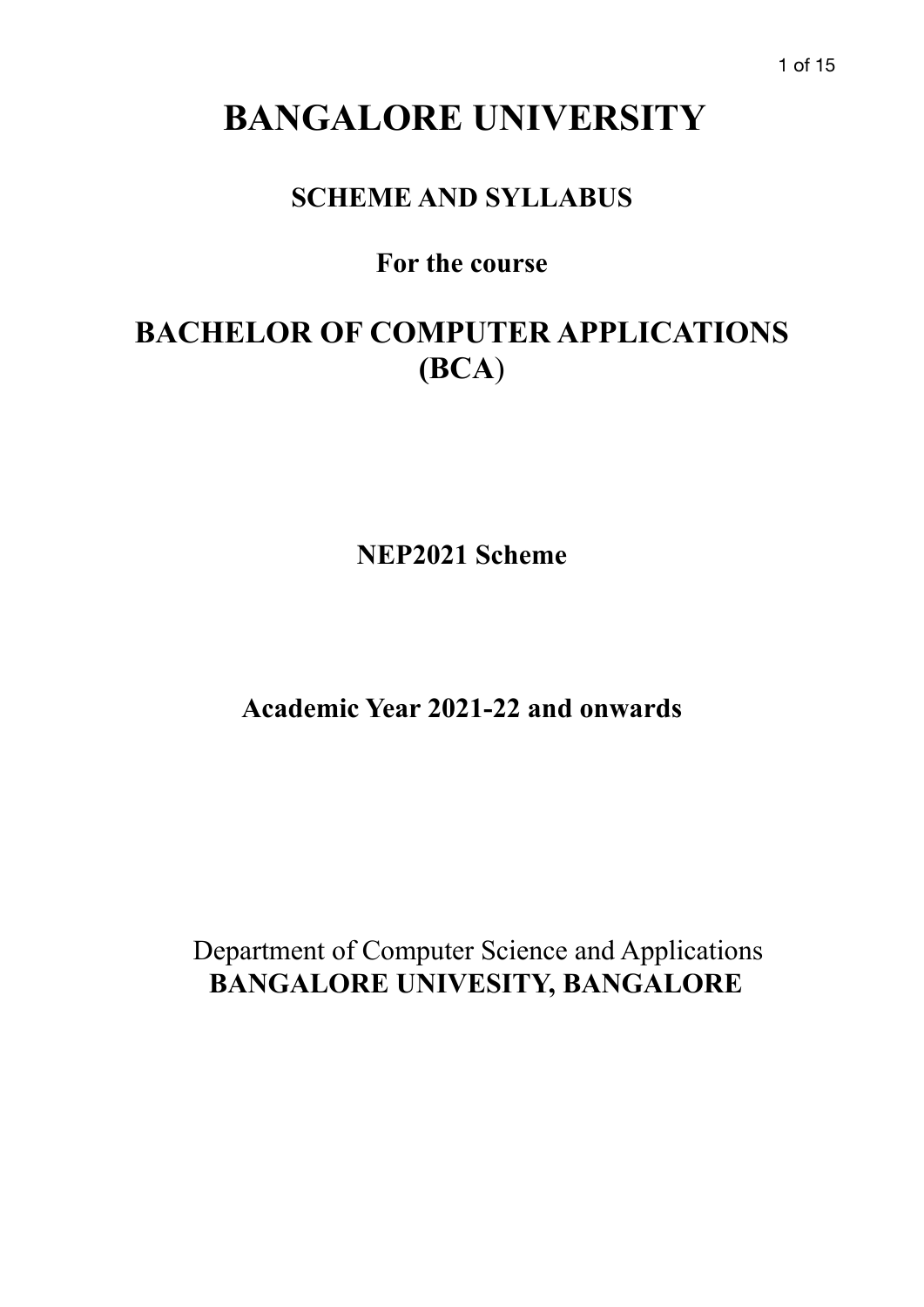# BANGALORE UNIVERSITY

## SCHEME AND SYLLABUS

### For the course

## BACHELOR OF COMPUTER APPLICATIONS (BCA)

**NEP2021 Scheme**

**Academic Year 2021-22 and onwards**

Department of Computer Science and Applications
**BANGALORE UNIVESITY, BANGALORE**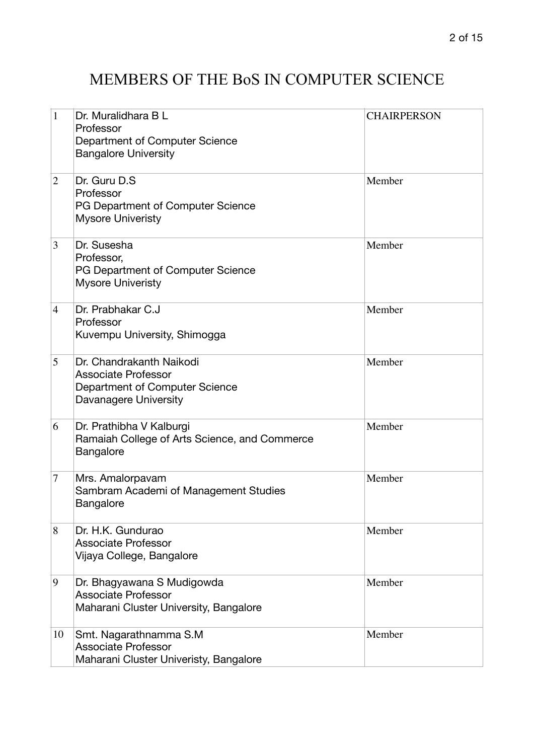# MEMBERS OF THE BoS IN COMPUTER SCIENCE

| | | |
|---|---|---|
| 1 | Dr. Muralidhara B L<br>Professor<br>Department of Computer Science<br>Bangalore University | CHAIRPERSON |
| 2 | Dr. Guru D.S<br>Professor<br>PG Department of Computer Science<br>Mysore Univeristy | Member |
| 3 | Dr. Susesha<br>Professor,<br>PG Department of Computer Science<br>Mysore Univeristy | Member |
| 4 | Dr. Prabhakar C.J<br>Professor<br>Kuvempu University, Shimogga | Member |
| 5 | Dr. Chandrakanth Naikodi<br>Associate Professor<br>Department of Computer Science<br>Davanagere University | Member |
| 6 | Dr. Prathibha V Kalburgi<br>Ramaiah College of Arts Science, and Commerce<br>Bangalore | Member |
| 7 | Mrs. Amalorpavam<br>Sambram Academi of Management Studies<br>Bangalore | Member |
| 8 | Dr. H.K. Gundurao<br>Associate Professor<br>Vijaya College, Bangalore | Member |
| 9 | Dr. Bhagyawana S Mudigowda<br>Associate Professor<br>Maharani Cluster University, Bangalore | Member |
| 10 | Smt. Nagarathnamma S.M<br>Associate Professor<br>Maharani Cluster Univeristy, Bangalore | Member |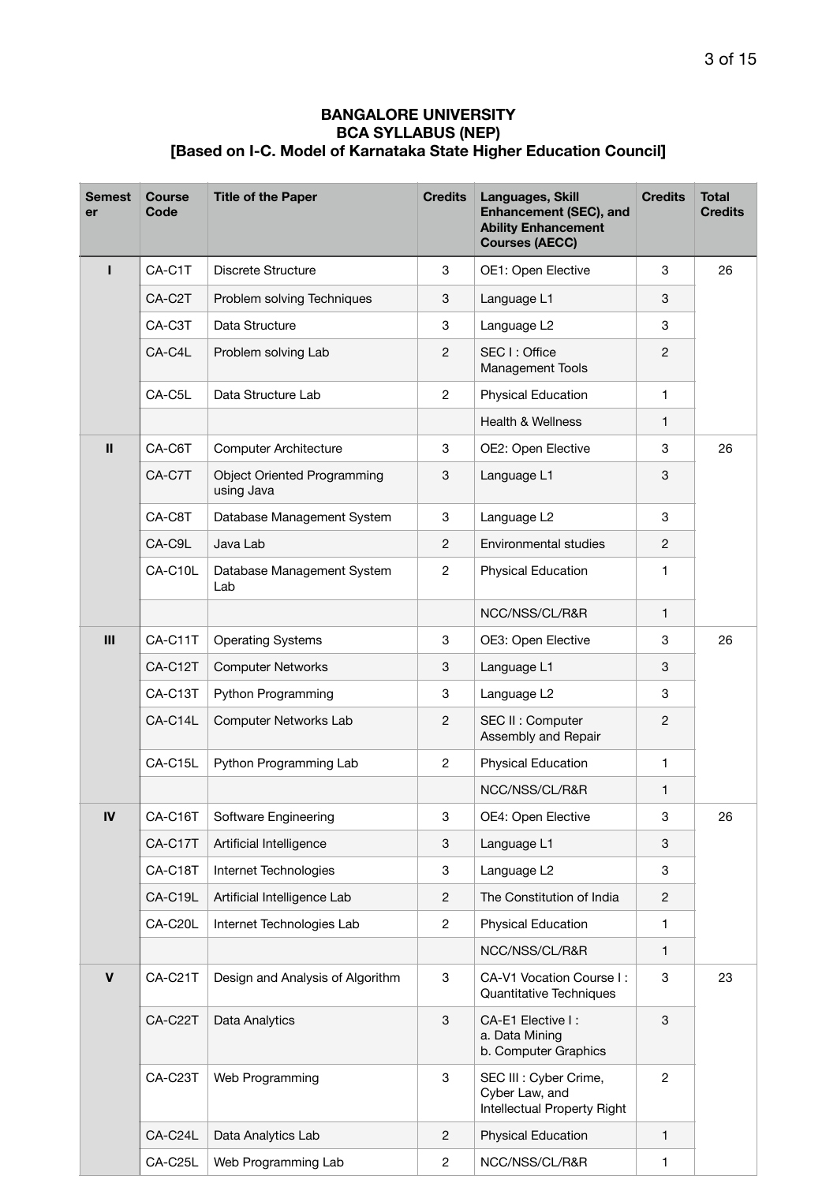**BANGALORE UNIVERSITY**
**BCA SYLLABUS (NEP)**
**[Based on I-C. Model of Karnataka State Higher Education Council]**

| Semester | Course Code | Title of the Paper | Credits | Languages, Skill Enhancement (SEC), and Ability Enhancement Courses (AECC) | Credits | Total Credits |
|---|---|---|---|---|---|---|
| I | CA-C1T | Discrete Structure | 3 | OE1: Open Elective | 3 | 26 |
| | CA-C2T | Problem solving Techniques | 3 | Language L1 | 3 | |
| | CA-C3T | Data Structure | 3 | Language L2 | 3 | |
| | CA-C4L | Problem solving Lab | 2 | SEC I : Office Management Tools | 2 | |
| | CA-C5L | Data Structure Lab | 2 | Physical Education | 1 | |
| | | | | Health & Wellness | 1 | |
| II | CA-C6T | Computer Architecture | 3 | OE2: Open Elective | 3 | 26 |
| | CA-C7T | Object Oriented Programming using Java | 3 | Language L1 | 3 | |
| | CA-C8T | Database Management System | 3 | Language L2 | 3 | |
| | CA-C9L | Java Lab | 2 | Environmental studies | 2 | |
| | CA-C10L | Database Management System Lab | 2 | Physical Education | 1 | |
| | | | | NCC/NSS/CL/R&R | 1 | |
| III | CA-C11T | Operating Systems | 3 | OE3: Open Elective | 3 | 26 |
| | CA-C12T | Computer Networks | 3 | Language L1 | 3 | |
| | CA-C13T | Python Programming | 3 | Language L2 | 3 | |
| | CA-C14L | Computer Networks Lab | 2 | SEC II : Computer Assembly and Repair | 2 | |
| | CA-C15L | Python Programming Lab | 2 | Physical Education | 1 | |
| | | | | NCC/NSS/CL/R&R | 1 | |
| IV | CA-C16T | Software Engineering | 3 | OE4: Open Elective | 3 | 26 |
| | CA-C17T | Artificial Intelligence | 3 | Language L1 | 3 | |
| | CA-C18T | Internet Technologies | 3 | Language L2 | 3 | |
| | CA-C19L | Artificial Intelligence Lab | 2 | The Constitution of India | 2 | |
| | CA-C20L | Internet Technologies Lab | 2 | Physical Education | 1 | |
| | | | | NCC/NSS/CL/R&R | 1 | |
| V | CA-C21T | Design and Analysis of Algorithm | 3 | CA-V1 Vocation Course I : Quantitative Techniques | 3 | 23 |
| | CA-C22T | Data Analytics | 3 | CA-E1 Elective I : a. Data Mining b. Computer Graphics | 3 | |
| | CA-C23T | Web Programming | 3 | SEC III : Cyber Crime, Cyber Law, and Intellectual Property Right | 2 | |
| | CA-C24L | Data Analytics Lab | 2 | Physical Education | 1 | |
| | CA-C25L | Web Programming Lab | 2 | NCC/NSS/CL/R&R | 1 | |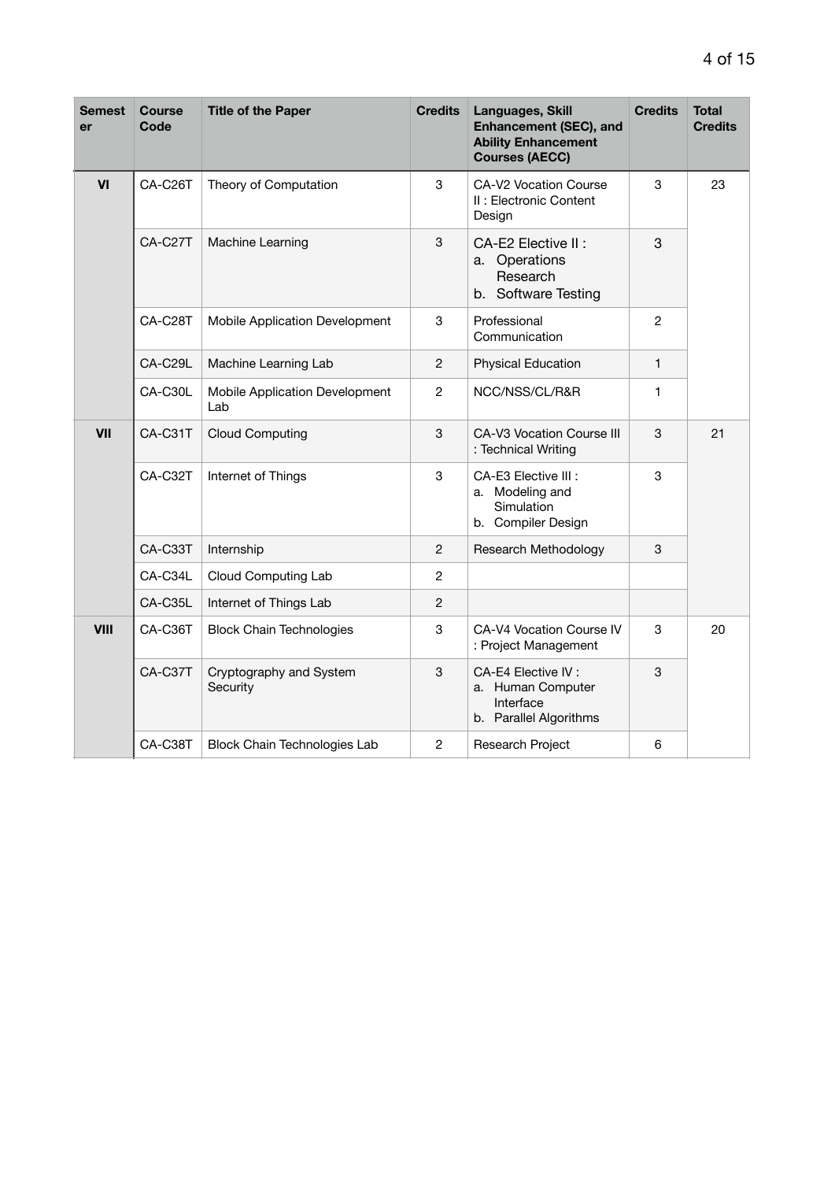| Semester | Course Code | Title of the Paper | Credits | Languages, Skill Enhancement (SEC), and Ability Enhancement Courses (AECC) | Credits | Total Credits |
|---|---|---|---|---|---|---|
| VI | CA-C26T | Theory of Computation | 3 | CA-V2 Vocation Course II : Electronic Content Design | 3 | 23 |
| | CA-C27T | Machine Learning | 3 | CA-E2 Elective II : a. Operations Research b. Software Testing | 3 | |
| | CA-C28T | Mobile Application Development | 3 | Professional Communication | 2 | |
| | CA-C29L | Machine Learning Lab | 2 | Physical Education | 1 | |
| | CA-C30L | Mobile Application Development Lab | 2 | NCC/NSS/CL/R&R | 1 | |
| VII | CA-C31T | Cloud Computing | 3 | CA-V3 Vocation Course III : Technical Writing | 3 | 21 |
| | CA-C32T | Internet of Things | 3 | CA-E3 Elective III : a. Modeling and Simulation b. Compiler Design | 3 | |
| | CA-C33T | Internship | 2 | Research Methodology | 3 | |
| | CA-C34L | Cloud Computing Lab | 2 | | | |
| | CA-C35L | Internet of Things Lab | 2 | | | |
| VIII | CA-C36T | Block Chain Technologies | 3 | CA-V4 Vocation Course IV : Project Management | 3 | 20 |
| | CA-C37T | Cryptography and System Security | 3 | CA-E4 Elective IV : a. Human Computer Interface b. Parallel Algorithms | 3 | |
| | CA-C38T | Block Chain Technologies Lab | 2 | Research Project | 6 | |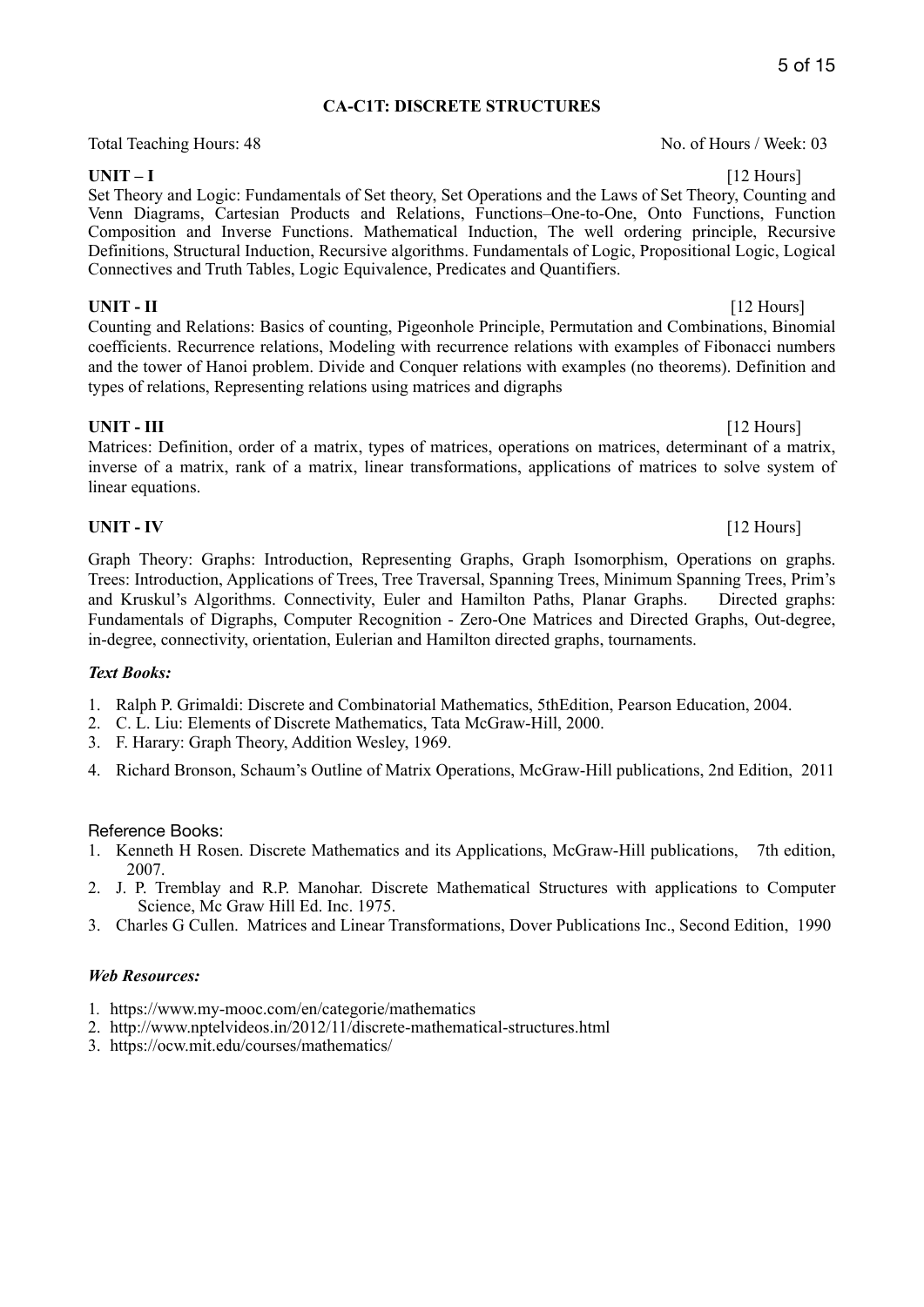## CA-C1T: DISCRETE STRUCTURES

Total Teaching Hours: 48 No. of Hours / Week: 03

**UNIT – I** [12 Hours]

Set Theory and Logic: Fundamentals of Set theory, Set Operations and the Laws of Set Theory, Counting and Venn Diagrams, Cartesian Products and Relations, Functions–One-to-One, Onto Functions, Function Composition and Inverse Functions. Mathematical Induction, The well ordering principle, Recursive Definitions, Structural Induction, Recursive algorithms. Fundamentals of Logic, Propositional Logic, Logical Connectives and Truth Tables, Logic Equivalence, Predicates and Quantifiers.

**UNIT - II** [12 Hours]

Counting and Relations: Basics of counting, Pigeonhole Principle, Permutation and Combinations, Binomial coefficients. Recurrence relations, Modeling with recurrence relations with examples of Fibonacci numbers and the tower of Hanoi problem. Divide and Conquer relations with examples (no theorems). Definition and types of relations, Representing relations using matrices and digraphs

**UNIT - III** [12 Hours]

Matrices: Definition, order of a matrix, types of matrices, operations on matrices, determinant of a matrix, inverse of a matrix, rank of a matrix, linear transformations, applications of matrices to solve system of linear equations.

**UNIT - IV** [12 Hours]

Graph Theory: Graphs: Introduction, Representing Graphs, Graph Isomorphism, Operations on graphs. Trees: Introduction, Applications of Trees, Tree Traversal, Spanning Trees, Minimum Spanning Trees, Prim's and Kruskul's Algorithms. Connectivity, Euler and Hamilton Paths, Planar Graphs. Directed graphs: Fundamentals of Digraphs, Computer Recognition - Zero-One Matrices and Directed Graphs, Out-degree, in-degree, connectivity, orientation, Eulerian and Hamilton directed graphs, tournaments.

***Text Books:***

1. Ralph P. Grimaldi: Discrete and Combinatorial Mathematics, 5thEdition, Pearson Education, 2004.
2. C. L. Liu: Elements of Discrete Mathematics, Tata McGraw-Hill, 2000.
3. F. Harary: Graph Theory, Addition Wesley, 1969.
4. Richard Bronson, Schaum's Outline of Matrix Operations, McGraw-Hill publications, 2nd Edition, 2011

Reference Books:

1. Kenneth H Rosen. Discrete Mathematics and its Applications, McGraw-Hill publications, 7th edition, 2007.
2. J. P. Tremblay and R.P. Manohar. Discrete Mathematical Structures with applications to Computer Science, Mc Graw Hill Ed. Inc. 1975.
3. Charles G Cullen. Matrices and Linear Transformations, Dover Publications Inc., Second Edition, 1990

***Web Resources:***

1. https://www.my-mooc.com/en/categorie/mathematics
2. http://www.nptelvideos.in/2012/11/discrete-mathematical-structures.html
3. https://ocw.mit.edu/courses/mathematics/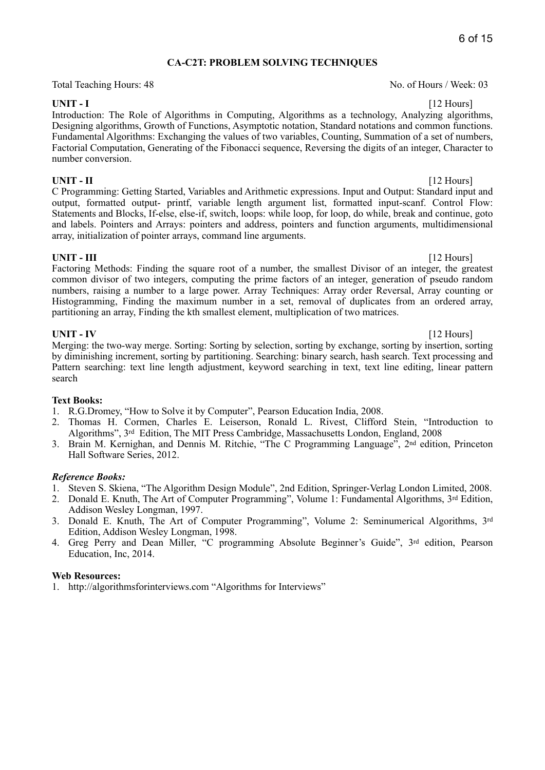## CA-C2T: PROBLEM SOLVING TECHNIQUES

Total Teaching Hours: 48 No. of Hours / Week: 03

**UNIT - I** [12 Hours]

Introduction: The Role of Algorithms in Computing, Algorithms as a technology, Analyzing algorithms, Designing algorithms, Growth of Functions, Asymptotic notation, Standard notations and common functions. Fundamental Algorithms: Exchanging the values of two variables, Counting, Summation of a set of numbers, Factorial Computation, Generating of the Fibonacci sequence, Reversing the digits of an integer, Character to number conversion.

**UNIT - II** [12 Hours]

C Programming: Getting Started, Variables and Arithmetic expressions. Input and Output: Standard input and output, formatted output- printf, variable length argument list, formatted input-scanf. Control Flow: Statements and Blocks, If-else, else-if, switch, loops: while loop, for loop, do while, break and continue, goto and labels. Pointers and Arrays: pointers and address, pointers and function arguments, multidimensional array, initialization of pointer arrays, command line arguments.

**UNIT - III** [12 Hours]

Factoring Methods: Finding the square root of a number, the smallest Divisor of an integer, the greatest common divisor of two integers, computing the prime factors of an integer, generation of pseudo random numbers, raising a number to a large power. Array Techniques: Array order Reversal, Array counting or Histogramming, Finding the maximum number in a set, removal of duplicates from an ordered array, partitioning an array, Finding the kth smallest element, multiplication of two matrices.

**UNIT - IV** [12 Hours]

Merging: the two-way merge. Sorting: Sorting by selection, sorting by exchange, sorting by insertion, sorting by diminishing increment, sorting by partitioning. Searching: binary search, hash search. Text processing and Pattern searching: text line length adjustment, keyword searching in text, text line editing, linear pattern search

**Text Books:**

1. R.G.Dromey, "How to Solve it by Computer", Pearson Education India, 2008.
2. Thomas H. Cormen, Charles E. Leiserson, Ronald L. Rivest, Clifford Stein, "Introduction to Algorithms", 3rd Edition, The MIT Press Cambridge, Massachusetts London, England, 2008
3. Brain M. Kernighan, and Dennis M. Ritchie, "The C Programming Language", 2nd edition, Princeton Hall Software Series, 2012.

***Reference Books:***

1. Steven S. Skiena, "The Algorithm Design Module", 2nd Edition, Springer-Verlag London Limited, 2008.
2. Donald E. Knuth, The Art of Computer Programming", Volume 1: Fundamental Algorithms, 3rd Edition, Addison Wesley Longman, 1997.
3. Donald E. Knuth, The Art of Computer Programming", Volume 2: Seminumerical Algorithms, 3rd Edition, Addison Wesley Longman, 1998.
4. Greg Perry and Dean Miller, "C programming Absolute Beginner's Guide", 3rd edition, Pearson Education, Inc, 2014.

**Web Resources:**

1. http://algorithmsforinterviews.com "Algorithms for Interviews"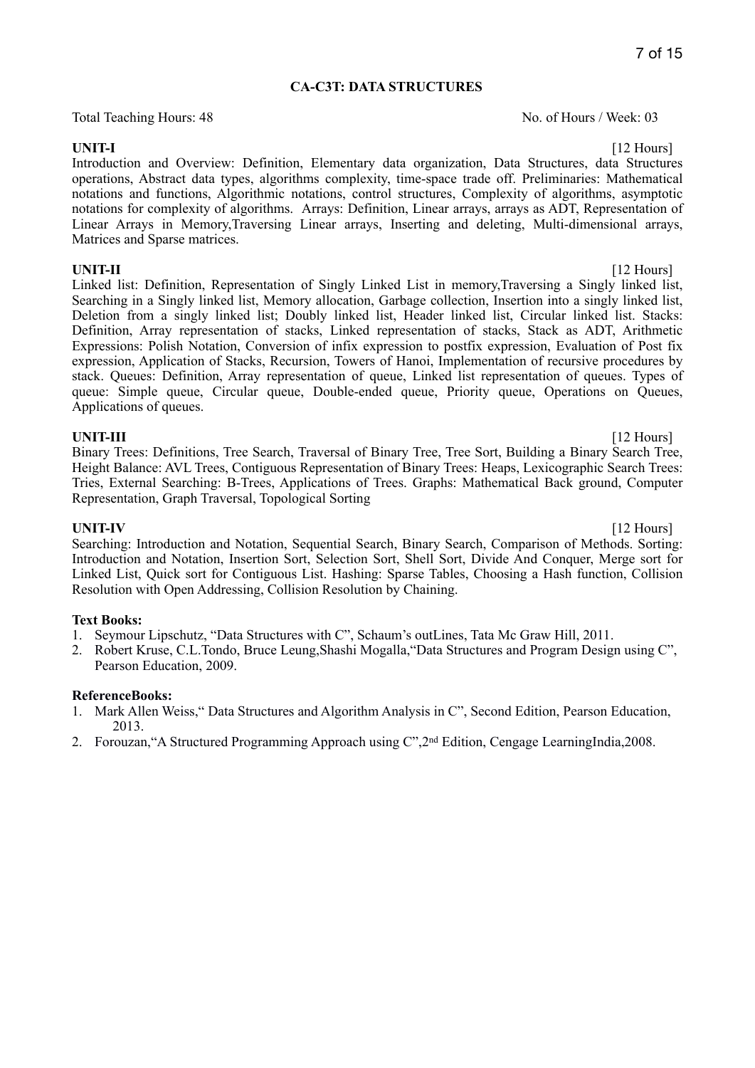## CA-C3T: DATA STRUCTURES

Total Teaching Hours: 48 No. of Hours / Week: 03

**UNIT-I** [12 Hours]

Introduction and Overview: Definition, Elementary data organization, Data Structures, data Structures operations, Abstract data types, algorithms complexity, time-space trade off. Preliminaries: Mathematical notations and functions, Algorithmic notations, control structures, Complexity of algorithms, asymptotic notations for complexity of algorithms. Arrays: Definition, Linear arrays, arrays as ADT, Representation of Linear Arrays in Memory,Traversing Linear arrays, Inserting and deleting, Multi-dimensional arrays, Matrices and Sparse matrices.

**UNIT-II** [12 Hours]

Linked list: Definition, Representation of Singly Linked List in memory,Traversing a Singly linked list, Searching in a Singly linked list, Memory allocation, Garbage collection, Insertion into a singly linked list, Deletion from a singly linked list; Doubly linked list, Header linked list, Circular linked list. Stacks: Definition, Array representation of stacks, Linked representation of stacks, Stack as ADT, Arithmetic Expressions: Polish Notation, Conversion of infix expression to postfix expression, Evaluation of Post fix expression, Application of Stacks, Recursion, Towers of Hanoi, Implementation of recursive procedures by stack. Queues: Definition, Array representation of queue, Linked list representation of queues. Types of queue: Simple queue, Circular queue, Double-ended queue, Priority queue, Operations on Queues, Applications of queues.

**UNIT-III** [12 Hours]

Binary Trees: Definitions, Tree Search, Traversal of Binary Tree, Tree Sort, Building a Binary Search Tree, Height Balance: AVL Trees, Contiguous Representation of Binary Trees: Heaps, Lexicographic Search Trees: Tries, External Searching: B-Trees, Applications of Trees. Graphs: Mathematical Back ground, Computer Representation, Graph Traversal, Topological Sorting

**UNIT-IV** [12 Hours]

Searching: Introduction and Notation, Sequential Search, Binary Search, Comparison of Methods. Sorting: Introduction and Notation, Insertion Sort, Selection Sort, Shell Sort, Divide And Conquer, Merge sort for Linked List, Quick sort for Contiguous List. Hashing: Sparse Tables, Choosing a Hash function, Collision Resolution with Open Addressing, Collision Resolution by Chaining.

**Text Books:**

1. Seymour Lipschutz, "Data Structures with C", Schaum's outLines, Tata Mc Graw Hill, 2011.
2. Robert Kruse, C.L.Tondo, Bruce Leung,Shashi Mogalla,"Data Structures and Program Design using C", Pearson Education, 2009.

**ReferenceBooks:**

1. Mark Allen Weiss," Data Structures and Algorithm Analysis in C", Second Edition, Pearson Education, 2013.
2. Forouzan,"A Structured Programming Approach using C",2nd Edition, Cengage LearningIndia,2008.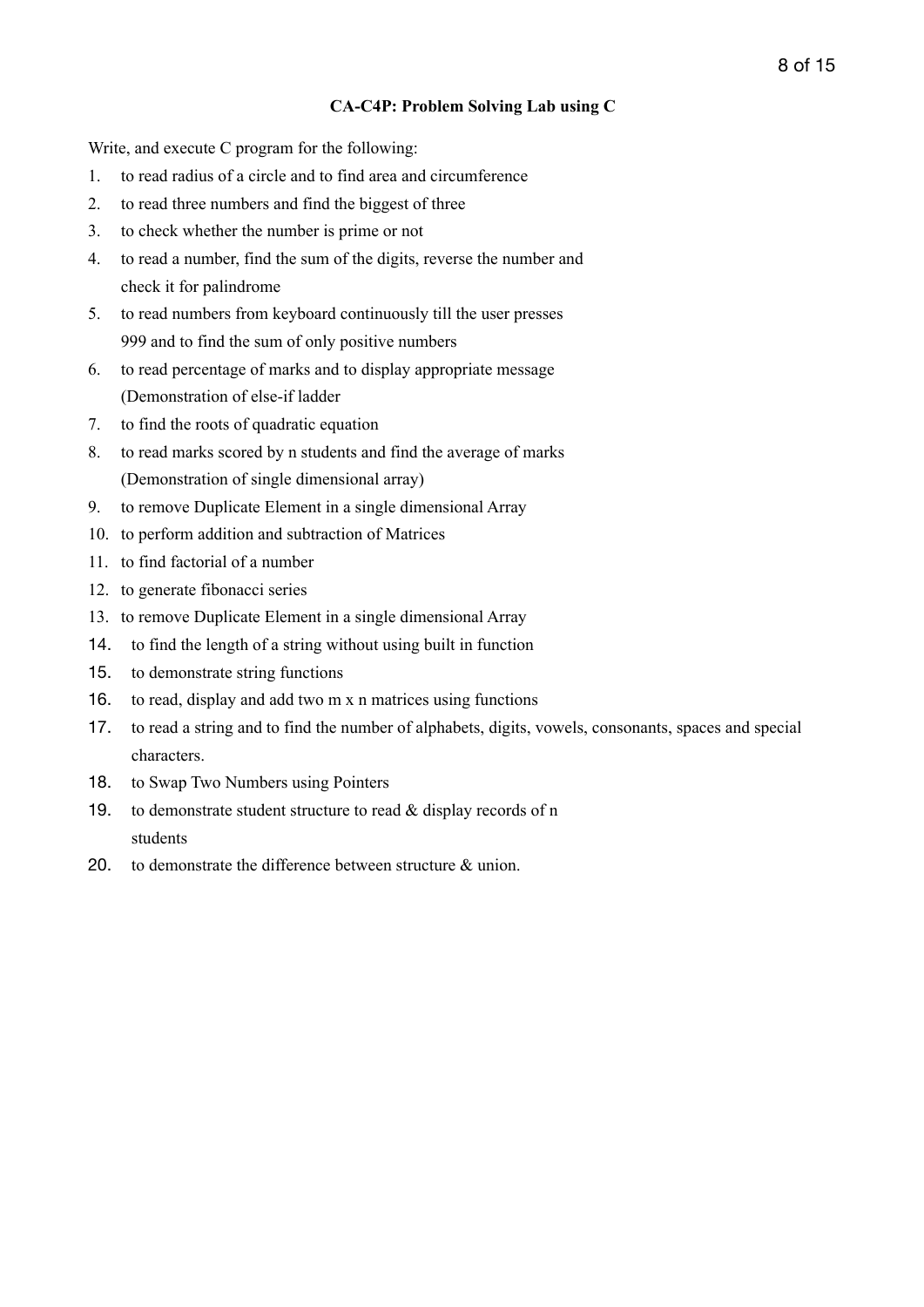**CA-C4P: Problem Solving Lab using C**

Write, and execute C program for the following:

1. to read radius of a circle and to find area and circumference
2. to read three numbers and find the biggest of three
3. to check whether the number is prime or not
4. to read a number, find the sum of the digits, reverse the number and check it for palindrome
5. to read numbers from keyboard continuously till the user presses 999 and to find the sum of only positive numbers
6. to read percentage of marks and to display appropriate message (Demonstration of else-if ladder
7. to find the roots of quadratic equation
8. to read marks scored by n students and find the average of marks (Demonstration of single dimensional array)
9. to remove Duplicate Element in a single dimensional Array
10. to perform addition and subtraction of Matrices
11. to find factorial of a number
12. to generate fibonacci series
13. to remove Duplicate Element in a single dimensional Array
14. to find the length of a string without using built in function
15. to demonstrate string functions
16. to read, display and add two m x n matrices using functions
17. to read a string and to find the number of alphabets, digits, vowels, consonants, spaces and special characters.
18. to Swap Two Numbers using Pointers
19. to demonstrate student structure to read & display records of n students
20. to demonstrate the difference between structure & union.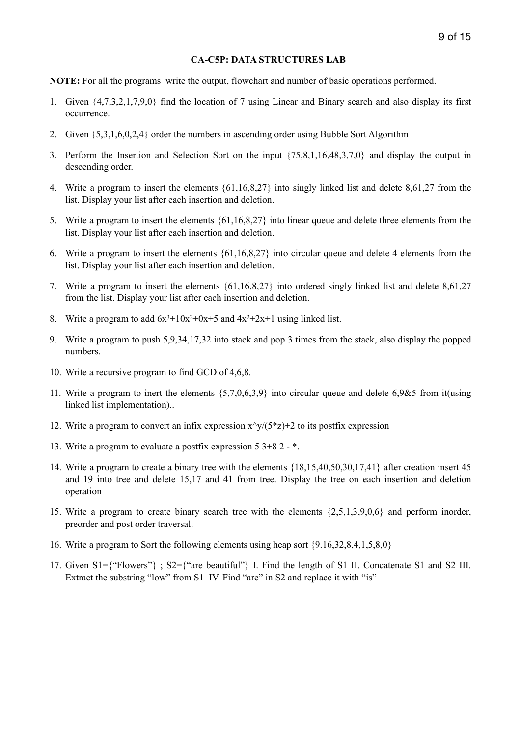**CA-C5P: DATA STRUCTURES LAB**

**NOTE:** For all the programs write the output, flowchart and number of basic operations performed.

1. Given {4,7,3,2,1,7,9,0} find the location of 7 using Linear and Binary search and also display its first occurrence.
2. Given {5,3,1,6,0,2,4} order the numbers in ascending order using Bubble Sort Algorithm
3. Perform the Insertion and Selection Sort on the input {75,8,1,16,48,3,7,0} and display the output in descending order.
4. Write a program to insert the elements {61,16,8,27} into singly linked list and delete 8,61,27 from the list. Display your list after each insertion and deletion.
5. Write a program to insert the elements {61,16,8,27} into linear queue and delete three elements from the list. Display your list after each insertion and deletion.
6. Write a program to insert the elements {61,16,8,27} into circular queue and delete 4 elements from the list. Display your list after each insertion and deletion.
7. Write a program to insert the elements {61,16,8,27} into ordered singly linked list and delete 8,61,27 from the list. Display your list after each insertion and deletion.
8. Write a program to add $6x^3+10x^2+0x+5$ and $4x^2+2x+1$ using linked list.
9. Write a program to push 5,9,34,17,32 into stack and pop 3 times from the stack, also display the popped numbers.
10. Write a recursive program to find GCD of 4,6,8.
11. Write a program to inert the elements {5,7,0,6,3,9} into circular queue and delete 6,9&5 from it(using linked list implementation)..
12. Write a program to convert an infix expression x^y/(5*z)+2 to its postfix expression
13. Write a program to evaluate a postfix expression 5 3+8 2 - *.
14. Write a program to create a binary tree with the elements {18,15,40,50,30,17,41} after creation insert 45 and 19 into tree and delete 15,17 and 41 from tree. Display the tree on each insertion and deletion operation
15. Write a program to create binary search tree with the elements {2,5,1,3,9,0,6} and perform inorder, preorder and post order traversal.
16. Write a program to Sort the following elements using heap sort {9.16,32,8,4,1,5,8,0}
17. Given S1={"Flowers"} ; S2={"are beautiful"} I. Find the length of S1 II. Concatenate S1 and S2 III. Extract the substring "low" from S1 IV. Find "are" in S2 and replace it with "is"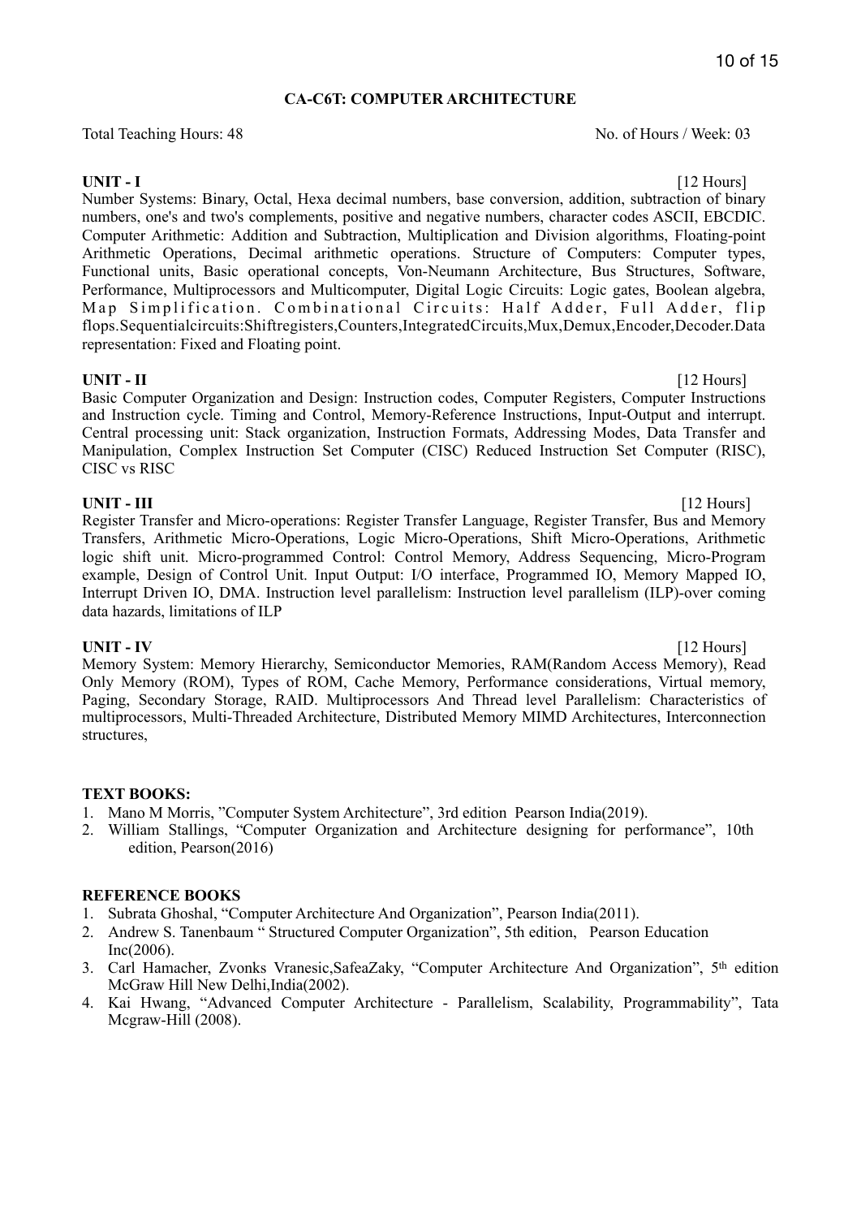## CA-C6T: COMPUTER ARCHITECTURE

Total Teaching Hours: 48 No. of Hours / Week: 03

**UNIT - I** [12 Hours]

Number Systems: Binary, Octal, Hexa decimal numbers, base conversion, addition, subtraction of binary numbers, one's and two's complements, positive and negative numbers, character codes ASCII, EBCDIC. Computer Arithmetic: Addition and Subtraction, Multiplication and Division algorithms, Floating-point Arithmetic Operations, Decimal arithmetic operations. Structure of Computers: Computer types, Functional units, Basic operational concepts, Von-Neumann Architecture, Bus Structures, Software, Performance, Multiprocessors and Multicomputer, Digital Logic Circuits: Logic gates, Boolean algebra, Map Simplification. Combinational Circuits: Half Adder, Full Adder, flip flops.Sequentialcircuits:Shiftregisters,Counters,IntegratedCircuits,Mux,Demux,Encoder,Decoder.Data representation: Fixed and Floating point.

**UNIT - II** [12 Hours]

Basic Computer Organization and Design: Instruction codes, Computer Registers, Computer Instructions and Instruction cycle. Timing and Control, Memory-Reference Instructions, Input-Output and interrupt. Central processing unit: Stack organization, Instruction Formats, Addressing Modes, Data Transfer and Manipulation, Complex Instruction Set Computer (CISC) Reduced Instruction Set Computer (RISC), CISC vs RISC

**UNIT - III** [12 Hours]

Register Transfer and Micro-operations: Register Transfer Language, Register Transfer, Bus and Memory Transfers, Arithmetic Micro-Operations, Logic Micro-Operations, Shift Micro-Operations, Arithmetic logic shift unit. Micro-programmed Control: Control Memory, Address Sequencing, Micro-Program example, Design of Control Unit. Input Output: I/O interface, Programmed IO, Memory Mapped IO, Interrupt Driven IO, DMA. Instruction level parallelism: Instruction level parallelism (ILP)-over coming data hazards, limitations of ILP

**UNIT - IV** [12 Hours]

Memory System: Memory Hierarchy, Semiconductor Memories, RAM(Random Access Memory), Read Only Memory (ROM), Types of ROM, Cache Memory, Performance considerations, Virtual memory, Paging, Secondary Storage, RAID. Multiprocessors And Thread level Parallelism: Characteristics of multiprocessors, Multi-Threaded Architecture, Distributed Memory MIMD Architectures, Interconnection structures,

**TEXT BOOKS:**

1. Mano M Morris, "Computer System Architecture", 3rd edition Pearson India(2019).
2. William Stallings, "Computer Organization and Architecture designing for performance", 10th edition, Pearson(2016)

**REFERENCE BOOKS**

1. Subrata Ghoshal, "Computer Architecture And Organization", Pearson India(2011).
2. Andrew S. Tanenbaum " Structured Computer Organization", 5th edition, Pearson Education Inc(2006).
3. Carl Hamacher, Zvonks Vranesic,SafeaZaky, "Computer Architecture And Organization", 5th edition McGraw Hill New Delhi,India(2002).
4. Kai Hwang, "Advanced Computer Architecture - Parallelism, Scalability, Programmability", Tata Mcgraw-Hill (2008).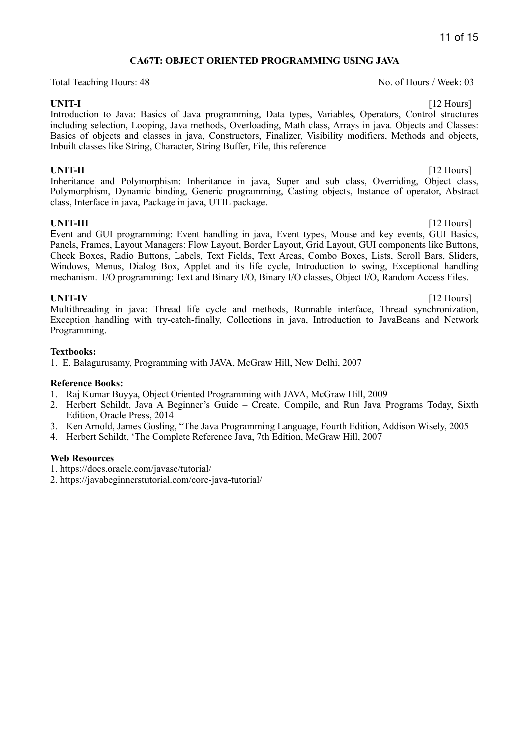## CA67T: OBJECT ORIENTED PROGRAMMING USING JAVA

Total Teaching Hours: 48 No. of Hours / Week: 03

**UNIT-I** [12 Hours]

Introduction to Java: Basics of Java programming, Data types, Variables, Operators, Control structures including selection, Looping, Java methods, Overloading, Math class, Arrays in java. Objects and Classes: Basics of objects and classes in java, Constructors, Finalizer, Visibility modifiers, Methods and objects, Inbuilt classes like String, Character, String Buffer, File, this reference

**UNIT-II** [12 Hours]

Inheritance and Polymorphism: Inheritance in java, Super and sub class, Overriding, Object class, Polymorphism, Dynamic binding, Generic programming, Casting objects, Instance of operator, Abstract class, Interface in java, Package in java, UTIL package.

**UNIT-III** [12 Hours]

Event and GUI programming: Event handling in java, Event types, Mouse and key events, GUI Basics, Panels, Frames, Layout Managers: Flow Layout, Border Layout, Grid Layout, GUI components like Buttons, Check Boxes, Radio Buttons, Labels, Text Fields, Text Areas, Combo Boxes, Lists, Scroll Bars, Sliders, Windows, Menus, Dialog Box, Applet and its life cycle, Introduction to swing, Exceptional handling mechanism. I/O programming: Text and Binary I/O, Binary I/O classes, Object I/O, Random Access Files.

**UNIT-IV** [12 Hours]

Multithreading in java: Thread life cycle and methods, Runnable interface, Thread synchronization, Exception handling with try-catch-finally, Collections in java, Introduction to JavaBeans and Network Programming.

**Textbooks:**

1. E. Balagurusamy, Programming with JAVA, McGraw Hill, New Delhi, 2007

**Reference Books:**

1. Raj Kumar Buyya, Object Oriented Programming with JAVA, McGraw Hill, 2009
2. Herbert Schildt, Java A Beginner's Guide – Create, Compile, and Run Java Programs Today, Sixth Edition, Oracle Press, 2014
3. Ken Arnold, James Gosling, "The Java Programming Language, Fourth Edition, Addison Wisely, 2005
4. Herbert Schildt, 'The Complete Reference Java, 7th Edition, McGraw Hill, 2007

**Web Resources**

1. https://docs.oracle.com/javase/tutorial/
2. https://javabeginnerstutorial.com/core-java-tutorial/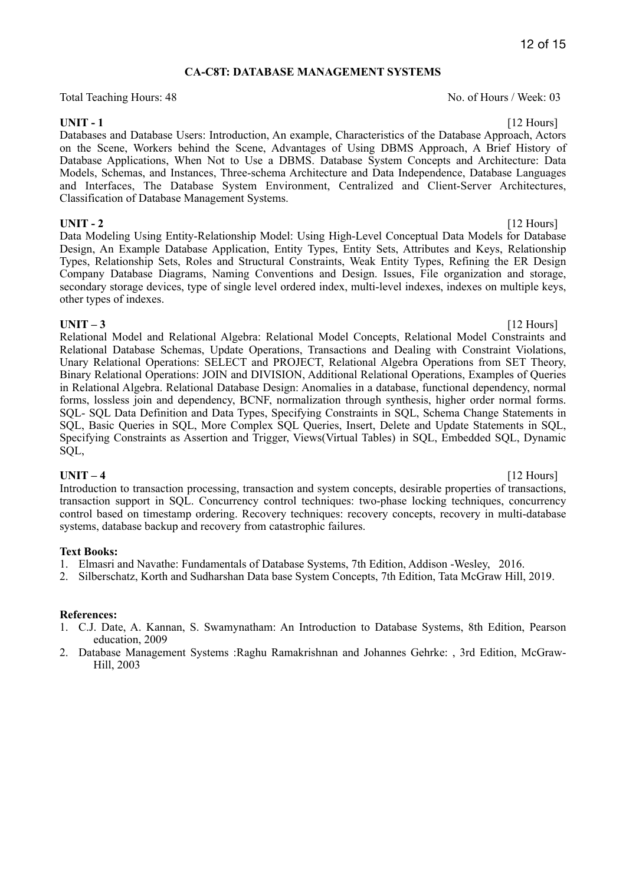## CA-C8T: DATABASE MANAGEMENT SYSTEMS

Total Teaching Hours: 48 No. of Hours / Week: 03

**UNIT - 1** [12 Hours]

Databases and Database Users: Introduction, An example, Characteristics of the Database Approach, Actors on the Scene, Workers behind the Scene, Advantages of Using DBMS Approach, A Brief History of Database Applications, When Not to Use a DBMS. Database System Concepts and Architecture: Data Models, Schemas, and Instances, Three-schema Architecture and Data Independence, Database Languages and Interfaces, The Database System Environment, Centralized and Client-Server Architectures, Classification of Database Management Systems.

**UNIT - 2** [12 Hours]

Data Modeling Using Entity-Relationship Model: Using High-Level Conceptual Data Models for Database Design, An Example Database Application, Entity Types, Entity Sets, Attributes and Keys, Relationship Types, Relationship Sets, Roles and Structural Constraints, Weak Entity Types, Refining the ER Design Company Database Diagrams, Naming Conventions and Design. Issues, File organization and storage, secondary storage devices, type of single level ordered index, multi-level indexes, indexes on multiple keys, other types of indexes.

**UNIT – 3** [12 Hours]

Relational Model and Relational Algebra: Relational Model Concepts, Relational Model Constraints and Relational Database Schemas, Update Operations, Transactions and Dealing with Constraint Violations, Unary Relational Operations: SELECT and PROJECT, Relational Algebra Operations from SET Theory, Binary Relational Operations: JOIN and DIVISION, Additional Relational Operations, Examples of Queries in Relational Algebra. Relational Database Design: Anomalies in a database, functional dependency, normal forms, lossless join and dependency, BCNF, normalization through synthesis, higher order normal forms. SQL- SQL Data Definition and Data Types, Specifying Constraints in SQL, Schema Change Statements in SQL, Basic Queries in SQL, More Complex SQL Queries, Insert, Delete and Update Statements in SQL, Specifying Constraints as Assertion and Trigger, Views(Virtual Tables) in SQL, Embedded SQL, Dynamic SQL,

**UNIT – 4** [12 Hours]

Introduction to transaction processing, transaction and system concepts, desirable properties of transactions, transaction support in SQL. Concurrency control techniques: two-phase locking techniques, concurrency control based on timestamp ordering. Recovery techniques: recovery concepts, recovery in multi-database systems, database backup and recovery from catastrophic failures.

**Text Books:**

1. Elmasri and Navathe: Fundamentals of Database Systems, 7th Edition, Addison -Wesley, 2016.
2. Silberschatz, Korth and Sudharshan Data base System Concepts, 7th Edition, Tata McGraw Hill, 2019.

**References:**

1. C.J. Date, A. Kannan, S. Swamynatham: An Introduction to Database Systems, 8th Edition, Pearson education, 2009
2. Database Management Systems :Raghu Ramakrishnan and Johannes Gehrke: , 3rd Edition, McGraw-Hill, 2003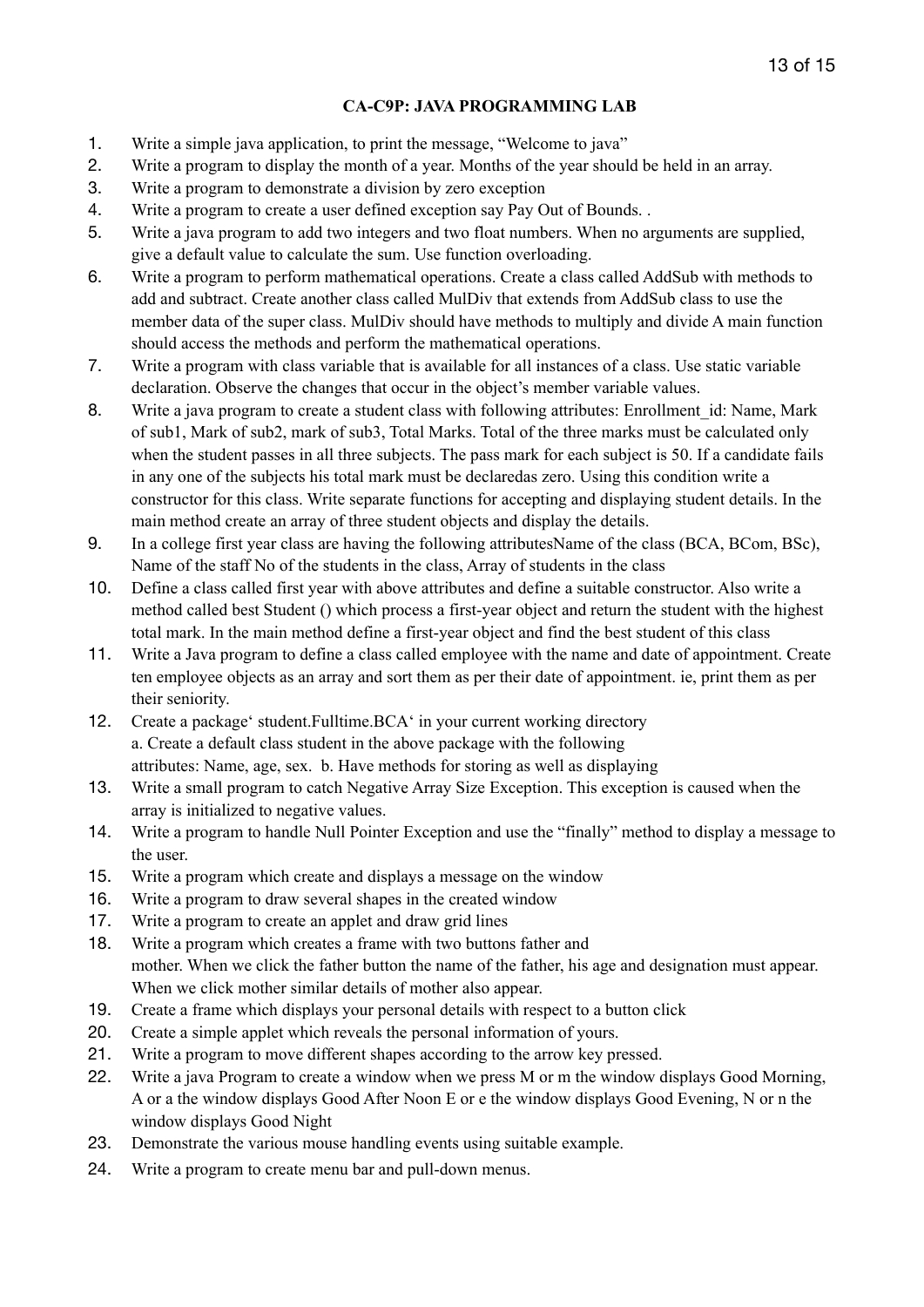**CA-C9P: JAVA PROGRAMMING LAB**

1. Write a simple java application, to print the message, "Welcome to java"
2. Write a program to display the month of a year. Months of the year should be held in an array.
3. Write a program to demonstrate a division by zero exception
4. Write a program to create a user defined exception say Pay Out of Bounds. .
5. Write a java program to add two integers and two float numbers. When no arguments are supplied, give a default value to calculate the sum. Use function overloading.
6. Write a program to perform mathematical operations. Create a class called AddSub with methods to add and subtract. Create another class called MulDiv that extends from AddSub class to use the member data of the super class. MulDiv should have methods to multiply and divide A main function should access the methods and perform the mathematical operations.
7. Write a program with class variable that is available for all instances of a class. Use static variable declaration. Observe the changes that occur in the object's member variable values.
8. Write a java program to create a student class with following attributes: Enrollment_id: Name, Mark of sub1, Mark of sub2, mark of sub3, Total Marks. Total of the three marks must be calculated only when the student passes in all three subjects. The pass mark for each subject is 50. If a candidate fails in any one of the subjects his total mark must be declaredas zero. Using this condition write a constructor for this class. Write separate functions for accepting and displaying student details. In the main method create an array of three student objects and display the details.
9. In a college first year class are having the following attributesName of the class (BCA, BCom, BSc), Name of the staff No of the students in the class, Array of students in the class
10. Define a class called first year with above attributes and define a suitable constructor. Also write a method called best Student () which process a first-year object and return the student with the highest total mark. In the main method define a first-year object and find the best student of this class
11. Write a Java program to define a class called employee with the name and date of appointment. Create ten employee objects as an array and sort them as per their date of appointment. ie, print them as per their seniority.
12. Create a package' student.Fulltime.BCA' in your current working directory
    a. Create a default class student in the above package with the following attributes: Name, age, sex. b. Have methods for storing as well as displaying
13. Write a small program to catch Negative Array Size Exception. This exception is caused when the array is initialized to negative values.
14. Write a program to handle Null Pointer Exception and use the "finally" method to display a message to the user.
15. Write a program which create and displays a message on the window
16. Write a program to draw several shapes in the created window
17. Write a program to create an applet and draw grid lines
18. Write a program which creates a frame with two buttons father and mother. When we click the father button the name of the father, his age and designation must appear. When we click mother similar details of mother also appear.
19. Create a frame which displays your personal details with respect to a button click
20. Create a simple applet which reveals the personal information of yours.
21. Write a program to move different shapes according to the arrow key pressed.
22. Write a java Program to create a window when we press M or m the window displays Good Morning, A or a the window displays Good After Noon E or e the window displays Good Evening, N or n the window displays Good Night
23. Demonstrate the various mouse handling events using suitable example.
24. Write a program to create menu bar and pull-down menus.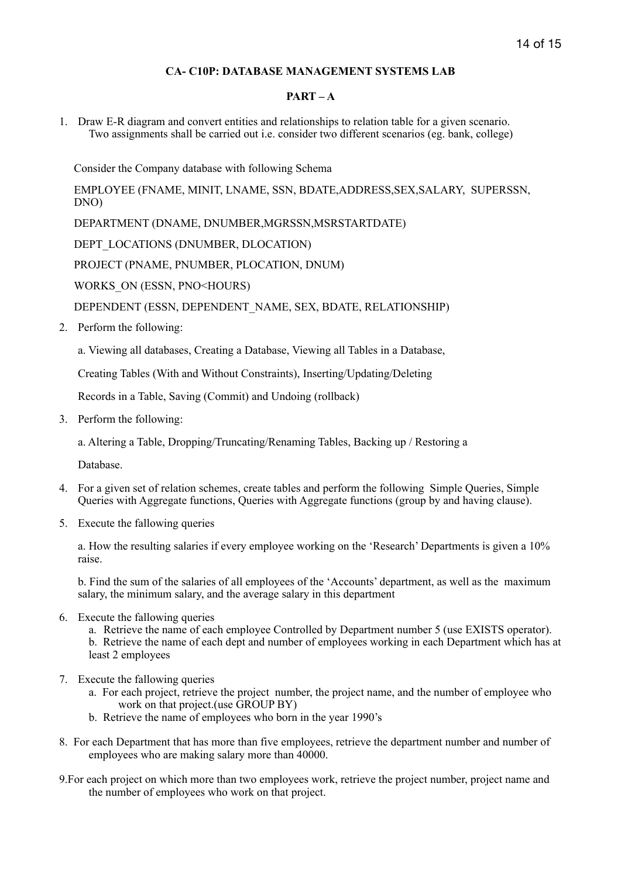**CA- C10P: DATABASE MANAGEMENT SYSTEMS LAB**

**PART – A**

1. Draw E-R diagram and convert entities and relationships to relation table for a given scenario. Two assignments shall be carried out i.e. consider two different scenarios (eg. bank, college)

   Consider the Company database with following Schema

   EMPLOYEE (FNAME, MINIT, LNAME, SSN, BDATE,ADDRESS,SEX,SALARY, SUPERSSN, DNO)

   DEPARTMENT (DNAME, DNUMBER,MGRSSN,MSRSTARTDATE)

   DEPT_LOCATIONS (DNUMBER, DLOCATION)

   PROJECT (PNAME, PNUMBER, PLOCATION, DNUM)

   WORKS_ON (ESSN, PNO<HOURS)

   DEPENDENT (ESSN, DEPENDENT_NAME, SEX, BDATE, RELATIONSHIP)

2. Perform the following:

   a. Viewing all databases, Creating a Database, Viewing all Tables in a Database,

   Creating Tables (With and Without Constraints), Inserting/Updating/Deleting

   Records in a Table, Saving (Commit) and Undoing (rollback)

3. Perform the following:

   a. Altering a Table, Dropping/Truncating/Renaming Tables, Backing up / Restoring a

   Database.

4. For a given set of relation schemes, create tables and perform the following Simple Queries, Simple Queries with Aggregate functions, Queries with Aggregate functions (group by and having clause).

5. Execute the fallowing queries

   a. How the resulting salaries if every employee working on the 'Research' Departments is given a 10% raise.

   b. Find the sum of the salaries of all employees of the 'Accounts' department, as well as the maximum salary, the minimum salary, and the average salary in this department

6. Execute the fallowing queries
   a. Retrieve the name of each employee Controlled by Department number 5 (use EXISTS operator).
   b. Retrieve the name of each dept and number of employees working in each Department which has at least 2 employees

7. Execute the fallowing queries
   a. For each project, retrieve the project number, the project name, and the number of employee who work on that project.(use GROUP BY)
   b. Retrieve the name of employees who born in the year 1990's

8. For each Department that has more than five employees, retrieve the department number and number of employees who are making salary more than 40000.

9. For each project on which more than two employees work, retrieve the project number, project name and the number of employees who work on that project.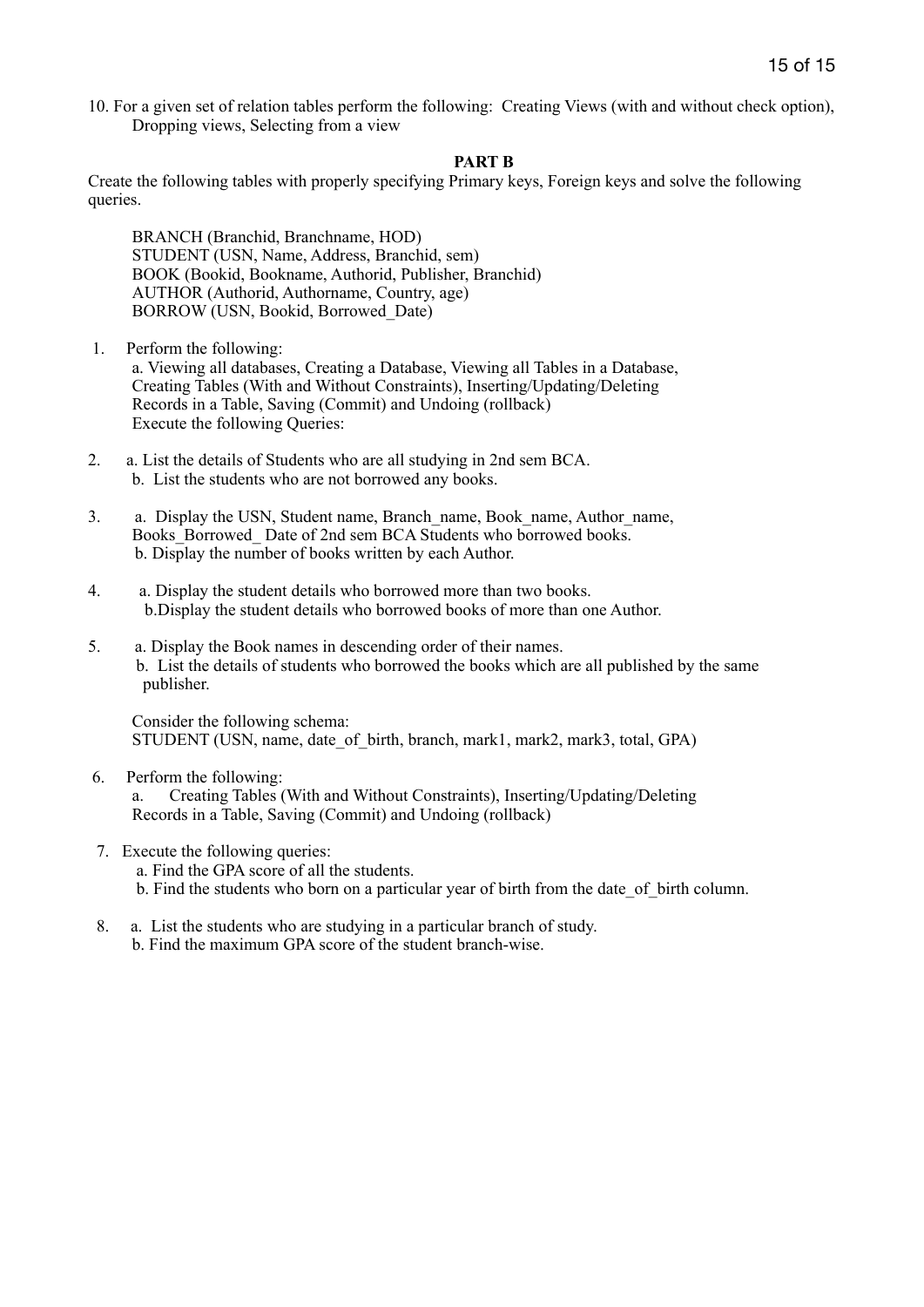10. For a given set of relation tables perform the following: Creating Views (with and without check option), Dropping views, Selecting from a view

## PART B

Create the following tables with properly specifying Primary keys, Foreign keys and solve the following queries.

BRANCH (Branchid, Branchname, HOD)
STUDENT (USN, Name, Address, Branchid, sem)
BOOK (Bookid, Bookname, Authorid, Publisher, Branchid)
AUTHOR (Authorid, Authorname, Country, age)
BORROW (USN, Bookid, Borrowed_Date)

1. Perform the following:
   a. Viewing all databases, Creating a Database, Viewing all Tables in a Database, Creating Tables (With and Without Constraints), Inserting/Updating/Deleting Records in a Table, Saving (Commit) and Undoing (rollback)
   Execute the following Queries:

2. a. List the details of Students who are all studying in 2nd sem BCA.
   b. List the students who are not borrowed any books.

3. a. Display the USN, Student name, Branch_name, Book_name, Author_name, Books_Borrowed_ Date of 2nd sem BCA Students who borrowed books.
   b. Display the number of books written by each Author.

4. a. Display the student details who borrowed more than two books.
   b. Display the student details who borrowed books of more than one Author.

5. a. Display the Book names in descending order of their names.
   b. List the details of students who borrowed the books which are all published by the same publisher.

Consider the following schema:
STUDENT (USN, name, date_of_birth, branch, mark1, mark2, mark3, total, GPA)

6. Perform the following:
   a. Creating Tables (With and Without Constraints), Inserting/Updating/Deleting Records in a Table, Saving (Commit) and Undoing (rollback)

7. Execute the following queries:
   a. Find the GPA score of all the students.
   b. Find the students who born on a particular year of birth from the date_of_birth column.

8. a. List the students who are studying in a particular branch of study.
   b. Find the maximum GPA score of the student branch-wise.